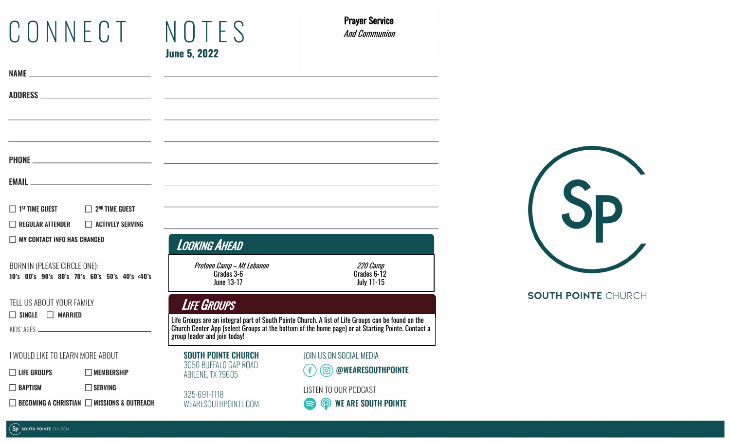# CONNECT

# NOTES

**June 5, 2022**

**Prayer Service**
*And Communion*

NAME

ADDRESS

PHONE

EMAIL

- ☐ 1ST TIME GUEST
- ☐ 2ND TIME GUEST
- ☐ REGULAR ATTENDER
- ☐ ACTIVELY SERVING
- ☐ MY CONTACT INFO HAS CHANGED

BORN IN (PLEASE CIRCLE ONE):
10's 00's 90's 80's 70's 60's 50's 40's <40's

TELL US ABOUT YOUR FAMILY
- ☐ SINGLE
- ☐ MARRIED

KIDS' AGES

I WOULD LIKE TO LEARN MORE ABOUT
- ☐ LIFE GROUPS
- ☐ MEMBERSHIP
- ☐ BAPTISM
- ☐ SERVING
- ☐ BECOMING A CHRISTIAN
- ☐ MISSIONS & OUTREACH

## *Looking Ahead*

| *Preteen Camp – Mt Lebanon* | *220 Camp* |
|---|---|
| Grades 3-6 | Grades 6-12 |
| June 13-17 | July 11-15 |

## *Life Groups*

Life Groups are an integral part of South Pointe Church. A list of Life Groups can be found on the Church Center App (select Groups at the bottom of the home page) or at Starting Pointe. Contact a group leader and join today!

**SOUTH POINTE CHURCH**
3050 BUFFALO GAP ROAD
ABILENE, TX 79605

325-691-1118
WEARESOUTHPOINTE.COM

JOIN US ON SOCIAL MEDIA
**@WEARESOUTHPOINTE**

LISTEN TO OUR PODCAST
**WE ARE SOUTH POINTE**

SOUTH POINTE CHURCH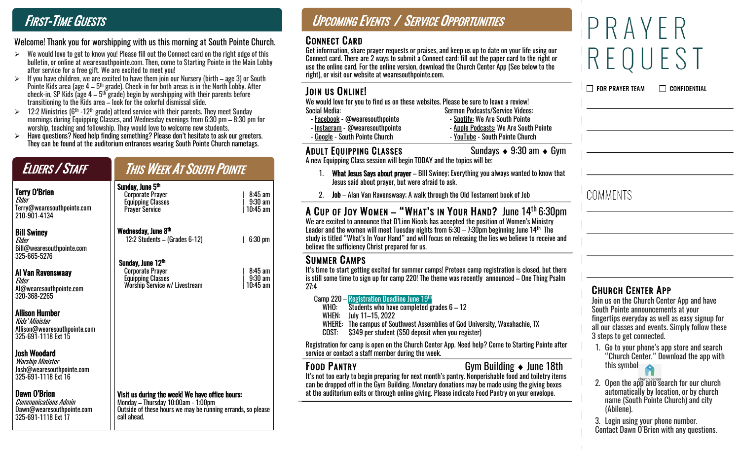## First-Time Guests

Welcome! Thank you for worshipping with us this morning at South Pointe Church.

- We would love to get to know you! Please fill out the Connect card on the right edge of this bulletin, or online at wearesouthpointe.com. Then, come to Starting Pointe in the Main Lobby after service for a free gift. We are excited to meet you!
- If you have children, we are excited to have them join our Nursery (birth – age 3) or South Pointe Kids area (age 4 – 5th grade). Check-in for both areas is in the North Lobby. After check-in, SP Kids (age 4 – 5th grade) begin by worshiping with their parents before transitioning to the Kids area – look for the colorful dismissal slide.
- 12:2 Ministries (6th -12th grade) attend service with their parents. They meet Sunday mornings during Equipping Classes, and Wednesday evenings from 6:30 pm – 8:30 pm for worship, teaching and fellowship. They would love to welcome new students.
- Have questions? Need help finding something? Please don't hesitate to ask our greeters. They can be found at the auditorium entrances wearing South Pointe Church nametags.

## Elders / Staff

**Terry O'Brien**
*Elder*
Terry@wearesouthpointe.com
210-901-4134

**Bill Swiney**
*Elder*
Bill@wearesouthpointe.com
325-665-5276

**Al Van Ravenswaay**
*Elder*
Al@wearesouthpointe.com
320-368-2265

**Allison Humber**
*Kids' Minister*
Allison@wearesouthpointe.com
325-691-1118 Ext 15

**Josh Woodard**
*Worship Minister*
Josh@wearesouthpointe.com
325-691-1118 Ext 16

**Dawn O'Brien**
*Communications Admin*
Dawn@wearesouthpointe.com
325-691-1118 Ext 17

## This Week At South Pointe

**Sunday, June 5th**

| | |
|---|---|
| Corporate Prayer | 8:45 am |
| Equipping Classes | 9:30 am |
| Prayer Service | 10:45 am |

**Wednesday, June 8th**

| | |
|---|---|
| 12:2 Students – (Grades 6-12) | 6:30 pm |

**Sunday, June 12th**

| | |
|---|---|
| Corporate Prayer | 8:45 am |
| Equipping Classes | 9:30 am |
| Worship Service w/ Livestream | 10:45 am |

**Visit us during the week! We have office hours:**
Monday – Thursday 10:00am - 1:00pm
Outside of these hours we may be running errands, so please call ahead.

## Upcoming Events / Service Opportunities

### Connect Card

Get information, share prayer requests or praises, and keep us up to date on your life using our Connect card. There are 2 ways to submit a Connect card: fill out the paper card to the right or use the online card. For the online version, download the Church Center App (See below to the right), or visit our website at wearesouthpointe.com.

### Join us Online!

We would love for you to find us on these websites. Please be sure to leave a review!

Social Media:
- Facebook - @wearesouthpointe
- Instagram - @wearesouthpointe
- Google - South Pointe Church

Sermon Podcasts/Service Videos:
- Spotify: We Are South Pointe
- Apple Podcasts: We Are South Pointe
- YouTube - South Pointe Church

### Adult Equipping Classes — Sundays ♦ 9:30 am ♦ Gym

A new Equipping Class session will begin TODAY and the topics will be:

1. **What Jesus Says about prayer** – Bill Swiney; Everything you always wanted to know that Jesus said about prayer, but were afraid to ask.
2. **Job** – Alan Van Ravenswaay; A walk through the Old Testament book of Job

### A Cup of Joy Women – "What's in Your Hand? June 14th 6:30pm

We are excited to announce that D'Linn Nicols has accepted the position of Women's Ministry Leader and the women will meet Tuesday nights from 6:30 – 7:30pm beginning June 14th The study is titled "What's In Your Hand" and will focus on releasing the lies we believe to receive and believe the sufficiency Christ prepared for us.

### Summer Camps

It's time to start getting excited for summer camps! Preteen camp registration is closed, but there is still some time to sign up for camp 220! The theme was recently announced – One Thing Psalm 27:4

Camp 220 – Registration Deadline June 19th

WHO: Students who have completed grades 6 – 12
WHEN: July 11–15, 2022
WHERE: The campus of Southwest Assemblies of God University, Waxahachie, TX
COST: $349 per student ($50 deposit when you register)

Registration for camp is open on the Church Center App. Need help? Come to Starting Pointe after service or contact a staff member during the week.

### Food Pantry — Gym Building ♦ June 18th

It's not too early to begin preparing for next month's pantry. Nonperishable food and toiletry items can be dropped off in the Gym Building. Monetary donations may be made using the giving boxes at the auditorium exits or through online giving. Please indicate Food Pantry on your envelope.

# Prayer Request

☐ FOR PRAYER TEAM ☐ CONFIDENTIAL

\_\_\_\_\_\_\_\_\_\_\_\_\_\_\_\_\_\_\_\_\_\_\_\_\_\_\_\_\_\_\_\_\_\_\_\_

\_\_\_\_\_\_\_\_\_\_\_\_\_\_\_\_\_\_\_\_\_\_\_\_\_\_\_\_\_\_\_\_\_\_\_\_

\_\_\_\_\_\_\_\_\_\_\_\_\_\_\_\_\_\_\_\_\_\_\_\_\_\_\_\_\_\_\_\_\_\_\_\_

\_\_\_\_\_\_\_\_\_\_\_\_\_\_\_\_\_\_\_\_\_\_\_\_\_\_\_\_\_\_\_\_\_\_\_\_

## Comments

\_\_\_\_\_\_\_\_\_\_\_\_\_\_\_\_\_\_\_\_\_\_\_\_\_\_\_\_\_\_\_\_\_\_\_\_

\_\_\_\_\_\_\_\_\_\_\_\_\_\_\_\_\_\_\_\_\_\_\_\_\_\_\_\_\_\_\_\_\_\_\_\_

\_\_\_\_\_\_\_\_\_\_\_\_\_\_\_\_\_\_\_\_\_\_\_\_\_\_\_\_\_\_\_\_\_\_\_\_

\_\_\_\_\_\_\_\_\_\_\_\_\_\_\_\_\_\_\_\_\_\_\_\_\_\_\_\_\_\_\_\_\_\_\_\_

### Church Center App

Join us on the Church Center App and have South Pointe announcements at your fingertips everyday as well as easy signup for all our classes and events. Simply follow these 3 steps to get connected.

1. Go to your phone's app store and search "Church Center." Download the app with this symbol
2. Open the app and search for our church automatically by location, or by church name (South Pointe Church) and city (Abilene).
3. Login using your phone number.

Contact Dawn O'Brien with any questions.